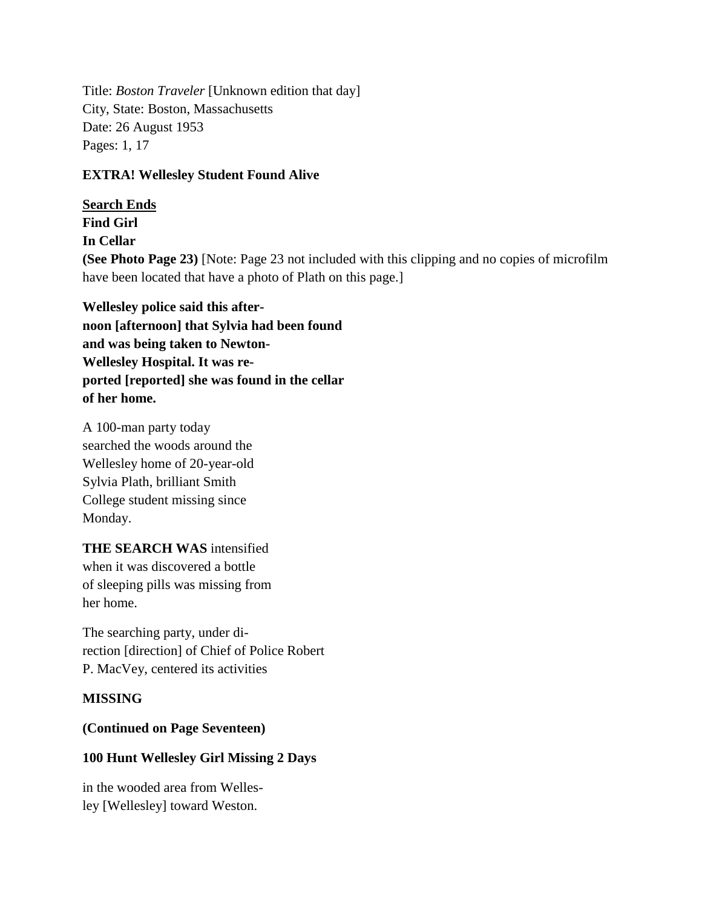Title: *Boston Traveler* [Unknown edition that day]
City, State: Boston, Massachusetts
Date: 26 August 1953
Pages: 1, 17

**EXTRA! Wellesley Student Found Alive**

**Search Ends**
**Find Girl**
**In Cellar**
**(See Photo Page 23)** [Note: Page 23 not included with this clipping and no copies of microfilm have been located that have a photo of Plath on this page.]

**Wellesley police said this after-noon [afternoon] that Sylvia had been found and was being taken to Newton-Wellesley Hospital. It was re-ported [reported] she was found in the cellar of her home.**

A 100-man party today searched the woods around the Wellesley home of 20-year-old Sylvia Plath, brilliant Smith College student missing since Monday.

**THE SEARCH WAS** intensified when it was discovered a bottle of sleeping pills was missing from her home.

The searching party, under di-rection [direction] of Chief of Police Robert P. MacVey, centered its activities

**MISSING**

**(Continued on Page Seventeen)**

**100 Hunt Wellesley Girl Missing 2 Days**

in the wooded area from Welles-ley [Wellesley] toward Weston.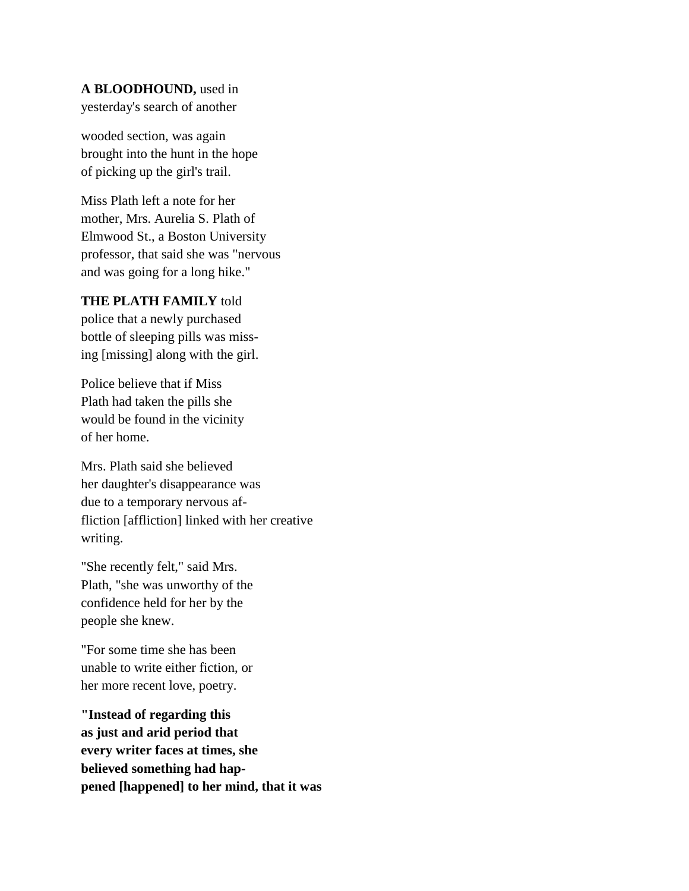**A BLOODHOUND,** used in yesterday's search of another

wooded section, was again brought into the hunt in the hope of picking up the girl's trail.

Miss Plath left a note for her mother, Mrs. Aurelia S. Plath of Elmwood St., a Boston University professor, that said she was "nervous and was going for a long hike."

**THE PLATH FAMILY** told police that a newly purchased bottle of sleeping pills was miss-ing [missing] along with the girl.

Police believe that if Miss Plath had taken the pills she would be found in the vicinity of her home.

Mrs. Plath said she believed her daughter's disappearance was due to a temporary nervous af-fliction [affliction] linked with her creative writing.

"She recently felt," said Mrs. Plath, "she was unworthy of the confidence held for her by the people she knew.

"For some time she has been unable to write either fiction, or her more recent love, poetry.

**"Instead of regarding this as just and arid period that every writer faces at times, she believed something had hap-pened [happened] to her mind, that it was**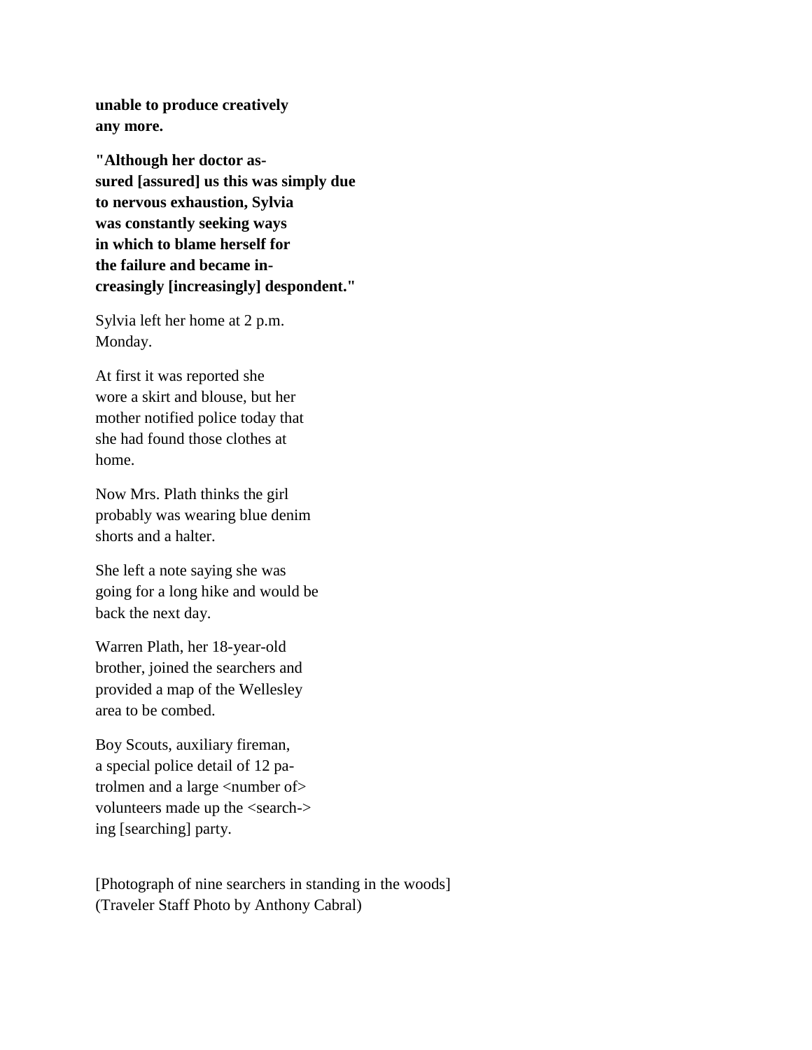**unable to produce creatively any more.**

**"Although her doctor as-sured [assured] us this was simply due to nervous exhaustion, Sylvia was constantly seeking ways in which to blame herself for the failure and became in-creasingly [increasingly] despondent."**

Sylvia left her home at 2 p.m. Monday.

At first it was reported she wore a skirt and blouse, but her mother notified police today that she had found those clothes at home.

Now Mrs. Plath thinks the girl probably was wearing blue denim shorts and a halter.

She left a note saying she was going for a long hike and would be back the next day.

Warren Plath, her 18-year-old brother, joined the searchers and provided a map of the Wellesley area to be combed.

Boy Scouts, auxiliary fireman, a special police detail of 12 pa-trolmen and a large <number of> volunteers made up the <search-> ing [searching] party.

[Photograph of nine searchers in standing in the woods]
(Traveler Staff Photo by Anthony Cabral)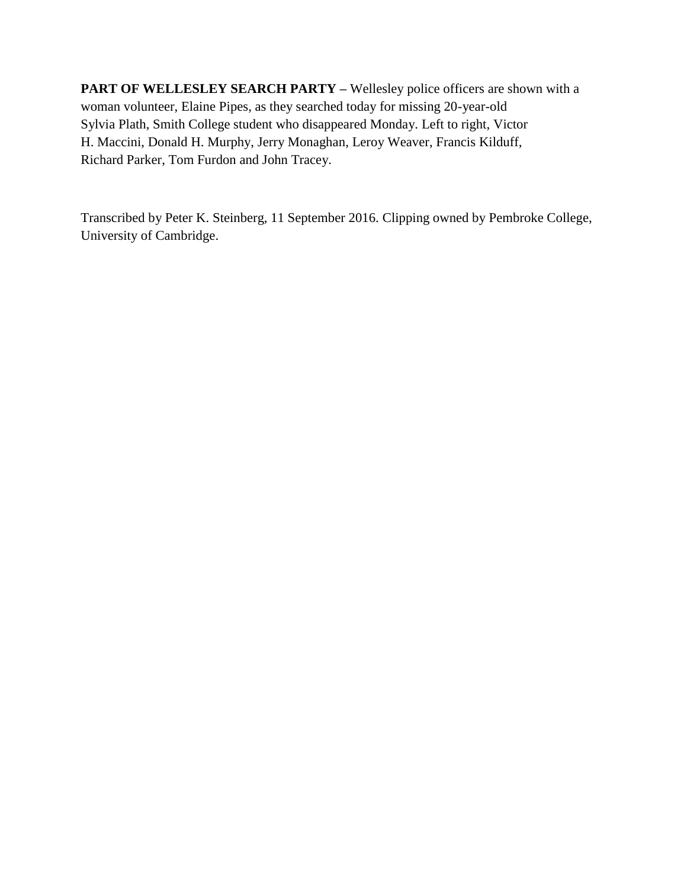**PART OF WELLESLEY SEARCH PARTY –** Wellesley police officers are shown with a woman volunteer, Elaine Pipes, as they searched today for missing 20-year-old Sylvia Plath, Smith College student who disappeared Monday. Left to right, Victor H. Maccini, Donald H. Murphy, Jerry Monaghan, Leroy Weaver, Francis Kilduff, Richard Parker, Tom Furdon and John Tracey.

Transcribed by Peter K. Steinberg, 11 September 2016. Clipping owned by Pembroke College, University of Cambridge.